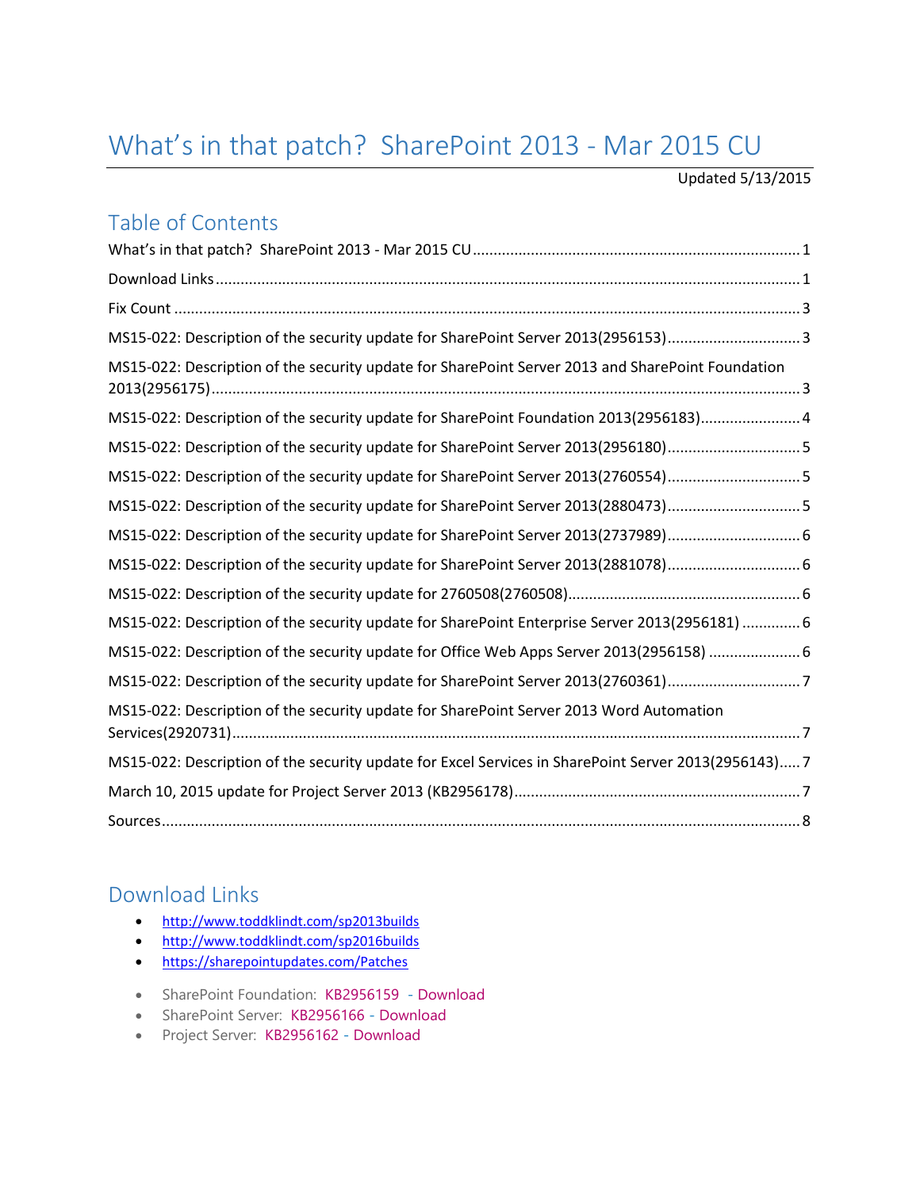# What's in that patch? SharePoint 2013 - Mar 2015 CU

Updated 5/13/2015

## Table of Contents

What's in that patch? SharePoint 2013 - Mar 2015 CU ........ 1

Download Links ........ 1

Fix Count ........ 3

MS15-022: Description of the security update for SharePoint Server 2013(2956153) ........ 3

MS15-022: Description of the security update for SharePoint Server 2013 and SharePoint Foundation 2013(2956175) ........ 3

MS15-022: Description of the security update for SharePoint Foundation 2013(2956183) ........ 4

MS15-022: Description of the security update for SharePoint Server 2013(2956180) ........ 5

MS15-022: Description of the security update for SharePoint Server 2013(2760554) ........ 5

MS15-022: Description of the security update for SharePoint Server 2013(2880473) ........ 5

MS15-022: Description of the security update for SharePoint Server 2013(2737989) ........ 6

MS15-022: Description of the security update for SharePoint Server 2013(2881078) ........ 6

MS15-022: Description of the security update for 2760508(2760508) ........ 6

MS15-022: Description of the security update for SharePoint Enterprise Server 2013(2956181) ........ 6

MS15-022: Description of the security update for Office Web Apps Server 2013(2956158) ........ 6

MS15-022: Description of the security update for SharePoint Server 2013(2760361) ........ 7

MS15-022: Description of the security update for SharePoint Server 2013 Word Automation Services(2920731) ........ 7

MS15-022: Description of the security update for Excel Services in SharePoint Server 2013(2956143) ........ 7

March 10, 2015 update for Project Server 2013 (KB2956178) ........ 7

Sources ........ 8

## Download Links

- http://www.toddklindt.com/sp2013builds
- http://www.toddklindt.com/sp2016builds
- https://sharepointupdates.com/Patches

- SharePoint Foundation: KB2956159 - Download
- SharePoint Server: KB2956166 - Download
- Project Server: KB2956162 - Download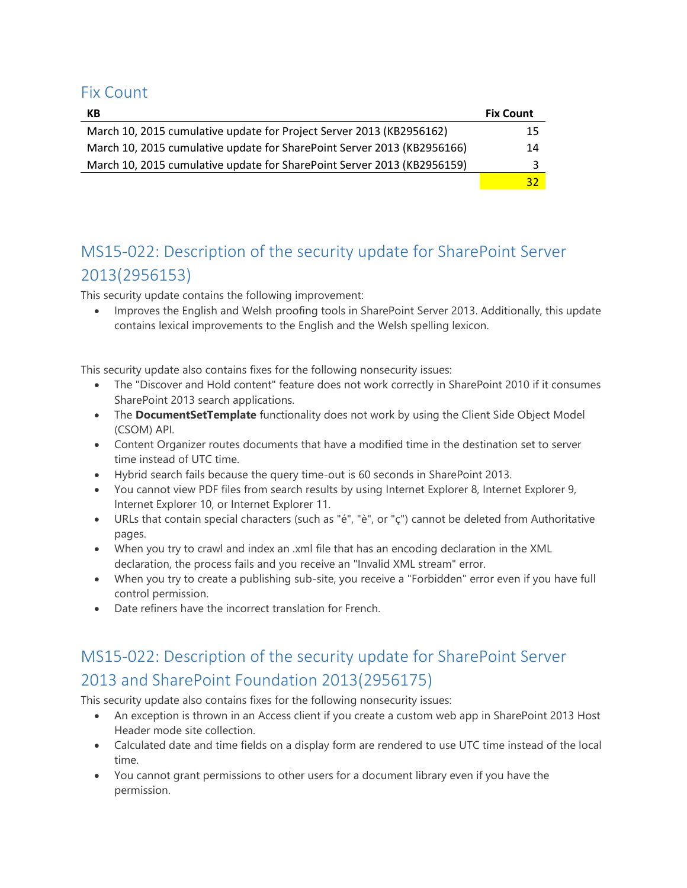## Fix Count

| KB | Fix Count |
|---|---|
| March 10, 2015 cumulative update for Project Server 2013 (KB2956162) | 15 |
| March 10, 2015 cumulative update for SharePoint Server 2013 (KB2956166) | 14 |
| March 10, 2015 cumulative update for SharePoint Server 2013 (KB2956159) | 3 |
| | 32 |

## MS15-022: Description of the security update for SharePoint Server 2013(2956153)

This security update contains the following improvement:

- Improves the English and Welsh proofing tools in SharePoint Server 2013. Additionally, this update contains lexical improvements to the English and the Welsh spelling lexicon.

This security update also contains fixes for the following nonsecurity issues:

- The "Discover and Hold content" feature does not work correctly in SharePoint 2010 if it consumes SharePoint 2013 search applications.
- The **DocumentSetTemplate** functionality does not work by using the Client Side Object Model (CSOM) API.
- Content Organizer routes documents that have a modified time in the destination set to server time instead of UTC time.
- Hybrid search fails because the query time-out is 60 seconds in SharePoint 2013.
- You cannot view PDF files from search results by using Internet Explorer 8, Internet Explorer 9, Internet Explorer 10, or Internet Explorer 11.
- URLs that contain special characters (such as "é", "è", or "ç") cannot be deleted from Authoritative pages.
- When you try to crawl and index an .xml file that has an encoding declaration in the XML declaration, the process fails and you receive an "Invalid XML stream" error.
- When you try to create a publishing sub-site, you receive a "Forbidden" error even if you have full control permission.
- Date refiners have the incorrect translation for French.

## MS15-022: Description of the security update for SharePoint Server 2013 and SharePoint Foundation 2013(2956175)

This security update also contains fixes for the following nonsecurity issues:

- An exception is thrown in an Access client if you create a custom web app in SharePoint 2013 Host Header mode site collection.
- Calculated date and time fields on a display form are rendered to use UTC time instead of the local time.
- You cannot grant permissions to other users for a document library even if you have the permission.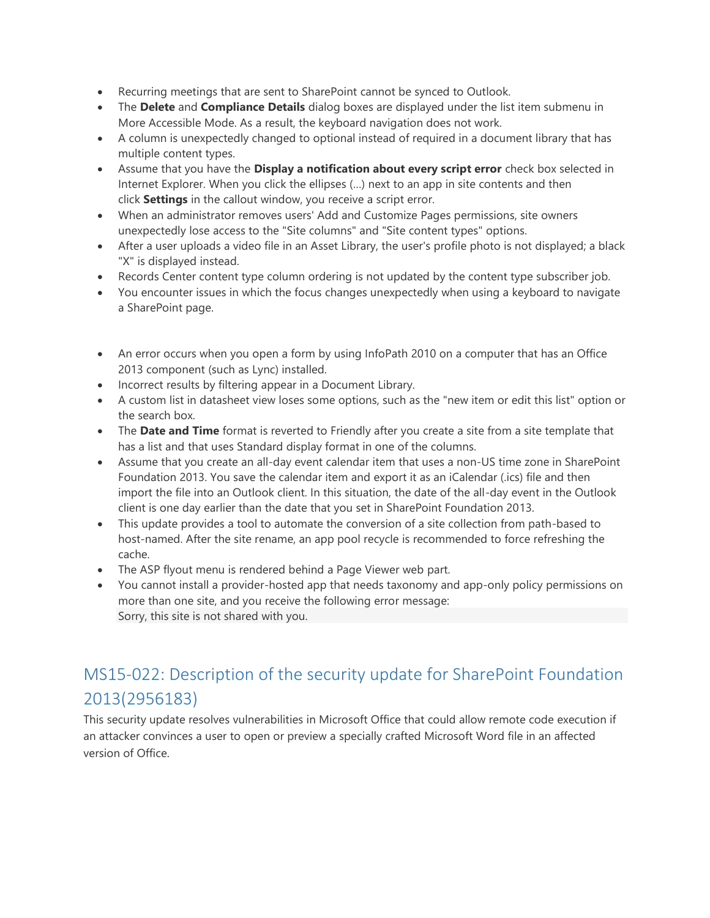- Recurring meetings that are sent to SharePoint cannot be synced to Outlook.
- The **Delete** and **Compliance Details** dialog boxes are displayed under the list item submenu in More Accessible Mode. As a result, the keyboard navigation does not work.
- A column is unexpectedly changed to optional instead of required in a document library that has multiple content types.
- Assume that you have the **Display a notification about every script error** check box selected in Internet Explorer. When you click the ellipses (...) next to an app in site contents and then click **Settings** in the callout window, you receive a script error.
- When an administrator removes users' Add and Customize Pages permissions, site owners unexpectedly lose access to the "Site columns" and "Site content types" options.
- After a user uploads a video file in an Asset Library, the user's profile photo is not displayed; a black "X" is displayed instead.
- Records Center content type column ordering is not updated by the content type subscriber job.
- You encounter issues in which the focus changes unexpectedly when using a keyboard to navigate a SharePoint page.

- An error occurs when you open a form by using InfoPath 2010 on a computer that has an Office 2013 component (such as Lync) installed.
- Incorrect results by filtering appear in a Document Library.
- A custom list in datasheet view loses some options, such as the "new item or edit this list" option or the search box.
- The **Date and Time** format is reverted to Friendly after you create a site from a site template that has a list and that uses Standard display format in one of the columns.
- Assume that you create an all-day event calendar item that uses a non-US time zone in SharePoint Foundation 2013. You save the calendar item and export it as an iCalendar (.ics) file and then import the file into an Outlook client. In this situation, the date of the all-day event in the Outlook client is one day earlier than the date that you set in SharePoint Foundation 2013.
- This update provides a tool to automate the conversion of a site collection from path-based to host-named. After the site rename, an app pool recycle is recommended to force refreshing the cache.
- The ASP flyout menu is rendered behind a Page Viewer web part.
- You cannot install a provider-hosted app that needs taxonomy and app-only policy permissions on more than one site, and you receive the following error message:
  ```
  Sorry, this site is not shared with you.
  ```

## MS15-022: Description of the security update for SharePoint Foundation 2013(2956183)

This security update resolves vulnerabilities in Microsoft Office that could allow remote code execution if an attacker convinces a user to open or preview a specially crafted Microsoft Word file in an affected version of Office.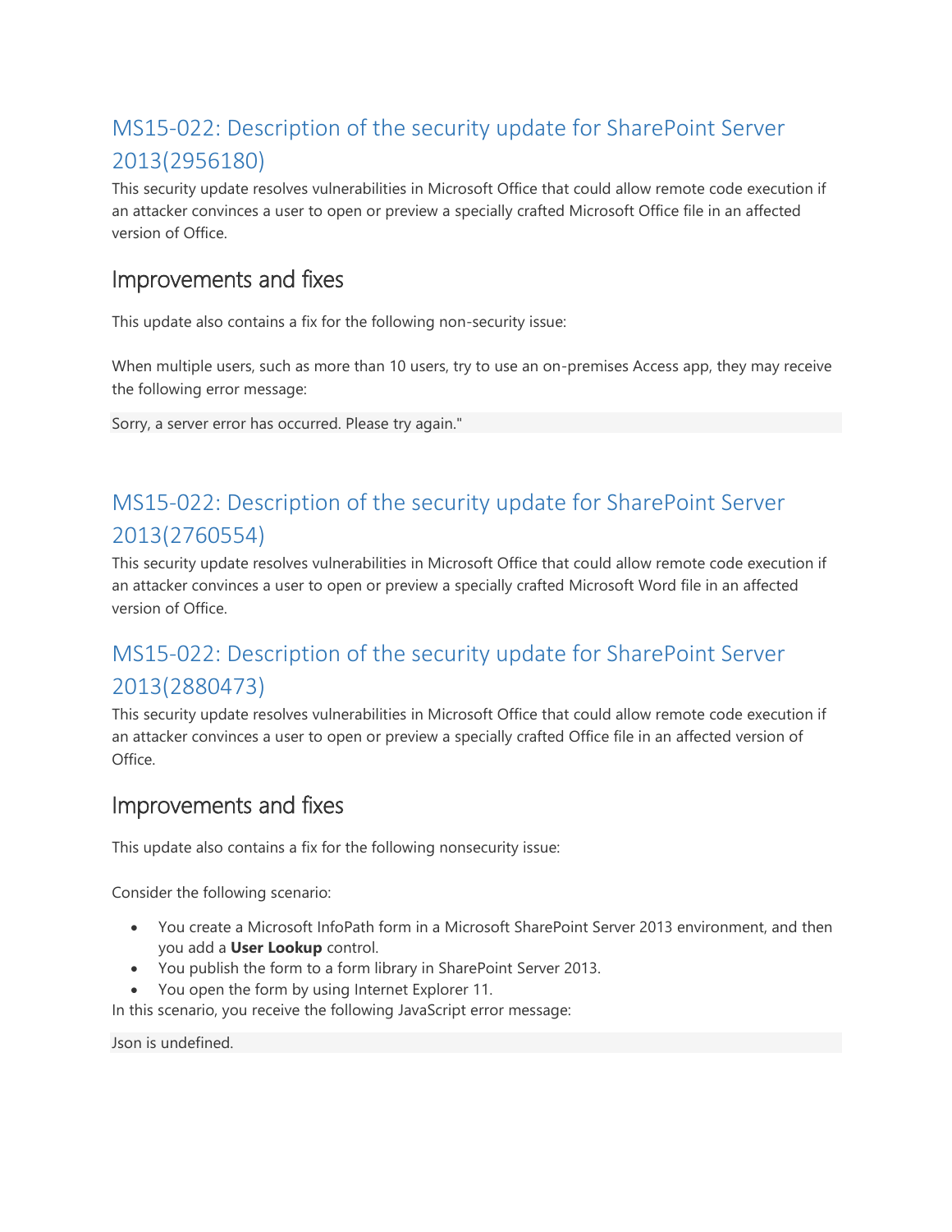## MS15-022: Description of the security update for SharePoint Server 2013(2956180)

This security update resolves vulnerabilities in Microsoft Office that could allow remote code execution if an attacker convinces a user to open or preview a specially crafted Microsoft Office file in an affected version of Office.

### Improvements and fixes

This update also contains a fix for the following non-security issue:

When multiple users, such as more than 10 users, try to use an on-premises Access app, they may receive the following error message:

```
Sorry, a server error has occurred. Please try again."
```

## MS15-022: Description of the security update for SharePoint Server 2013(2760554)

This security update resolves vulnerabilities in Microsoft Office that could allow remote code execution if an attacker convinces a user to open or preview a specially crafted Microsoft Word file in an affected version of Office.

## MS15-022: Description of the security update for SharePoint Server 2013(2880473)

This security update resolves vulnerabilities in Microsoft Office that could allow remote code execution if an attacker convinces a user to open or preview a specially crafted Office file in an affected version of Office.

### Improvements and fixes

This update also contains a fix for the following nonsecurity issue:

Consider the following scenario:

- You create a Microsoft InfoPath form in a Microsoft SharePoint Server 2013 environment, and then you add a **User Lookup** control.
- You publish the form to a form library in SharePoint Server 2013.
- You open the form by using Internet Explorer 11.

In this scenario, you receive the following JavaScript error message:

```
Json is undefined.
```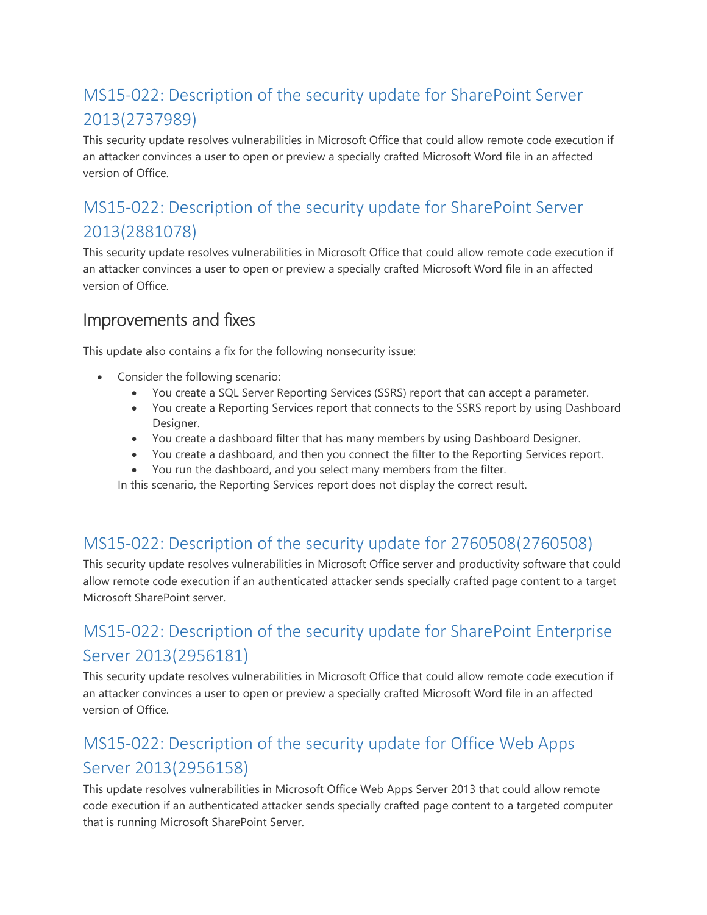## MS15-022: Description of the security update for SharePoint Server 2013(2737989)

This security update resolves vulnerabilities in Microsoft Office that could allow remote code execution if an attacker convinces a user to open or preview a specially crafted Microsoft Word file in an affected version of Office.

## MS15-022: Description of the security update for SharePoint Server 2013(2881078)

This security update resolves vulnerabilities in Microsoft Office that could allow remote code execution if an attacker convinces a user to open or preview a specially crafted Microsoft Word file in an affected version of Office.

### Improvements and fixes

This update also contains a fix for the following nonsecurity issue:

- Consider the following scenario:
  - You create a SQL Server Reporting Services (SSRS) report that can accept a parameter.
  - You create a Reporting Services report that connects to the SSRS report by using Dashboard Designer.
  - You create a dashboard filter that has many members by using Dashboard Designer.
  - You create a dashboard, and then you connect the filter to the Reporting Services report.
  - You run the dashboard, and you select many members from the filter.

  In this scenario, the Reporting Services report does not display the correct result.

## MS15-022: Description of the security update for 2760508(2760508)

This security update resolves vulnerabilities in Microsoft Office server and productivity software that could allow remote code execution if an authenticated attacker sends specially crafted page content to a target Microsoft SharePoint server.

## MS15-022: Description of the security update for SharePoint Enterprise Server 2013(2956181)

This security update resolves vulnerabilities in Microsoft Office that could allow remote code execution if an attacker convinces a user to open or preview a specially crafted Microsoft Word file in an affected version of Office.

## MS15-022: Description of the security update for Office Web Apps Server 2013(2956158)

This update resolves vulnerabilities in Microsoft Office Web Apps Server 2013 that could allow remote code execution if an authenticated attacker sends specially crafted page content to a targeted computer that is running Microsoft SharePoint Server.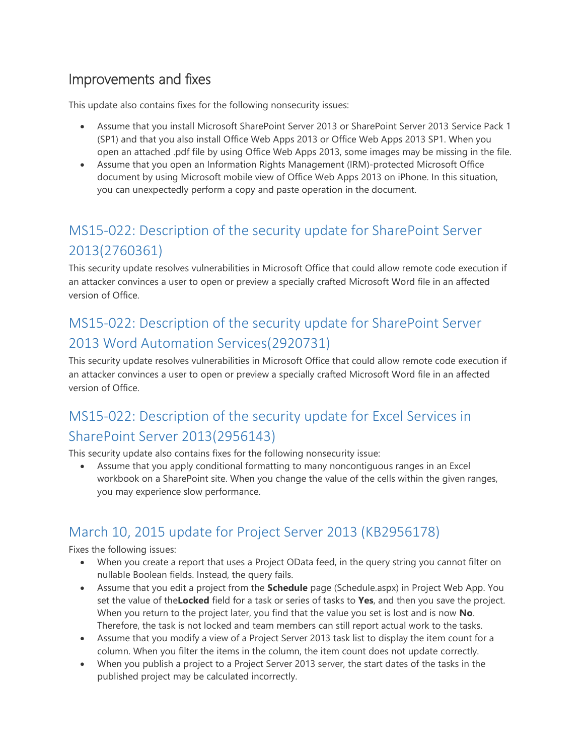## Improvements and fixes

This update also contains fixes for the following nonsecurity issues:

- Assume that you install Microsoft SharePoint Server 2013 or SharePoint Server 2013 Service Pack 1 (SP1) and that you also install Office Web Apps 2013 or Office Web Apps 2013 SP1. When you open an attached .pdf file by using Office Web Apps 2013, some images may be missing in the file.
- Assume that you open an Information Rights Management (IRM)-protected Microsoft Office document by using Microsoft mobile view of Office Web Apps 2013 on iPhone. In this situation, you can unexpectedly perform a copy and paste operation in the document.

### MS15-022: Description of the security update for SharePoint Server 2013(2760361)

This security update resolves vulnerabilities in Microsoft Office that could allow remote code execution if an attacker convinces a user to open or preview a specially crafted Microsoft Word file in an affected version of Office.

### MS15-022: Description of the security update for SharePoint Server 2013 Word Automation Services(2920731)

This security update resolves vulnerabilities in Microsoft Office that could allow remote code execution if an attacker convinces a user to open or preview a specially crafted Microsoft Word file in an affected version of Office.

### MS15-022: Description of the security update for Excel Services in SharePoint Server 2013(2956143)

This security update also contains fixes for the following nonsecurity issue:

- Assume that you apply conditional formatting to many noncontiguous ranges in an Excel workbook on a SharePoint site. When you change the value of the cells within the given ranges, you may experience slow performance.

### March 10, 2015 update for Project Server 2013 (KB2956178)

Fixes the following issues:

- When you create a report that uses a Project OData feed, in the query string you cannot filter on nullable Boolean fields. Instead, the query fails.
- Assume that you edit a project from the **Schedule** page (Schedule.aspx) in Project Web App. You set the value of the**Locked** field for a task or series of tasks to **Yes**, and then you save the project. When you return to the project later, you find that the value you set is lost and is now **No**. Therefore, the task is not locked and team members can still report actual work to the tasks.
- Assume that you modify a view of a Project Server 2013 task list to display the item count for a column. When you filter the items in the column, the item count does not update correctly.
- When you publish a project to a Project Server 2013 server, the start dates of the tasks in the published project may be calculated incorrectly.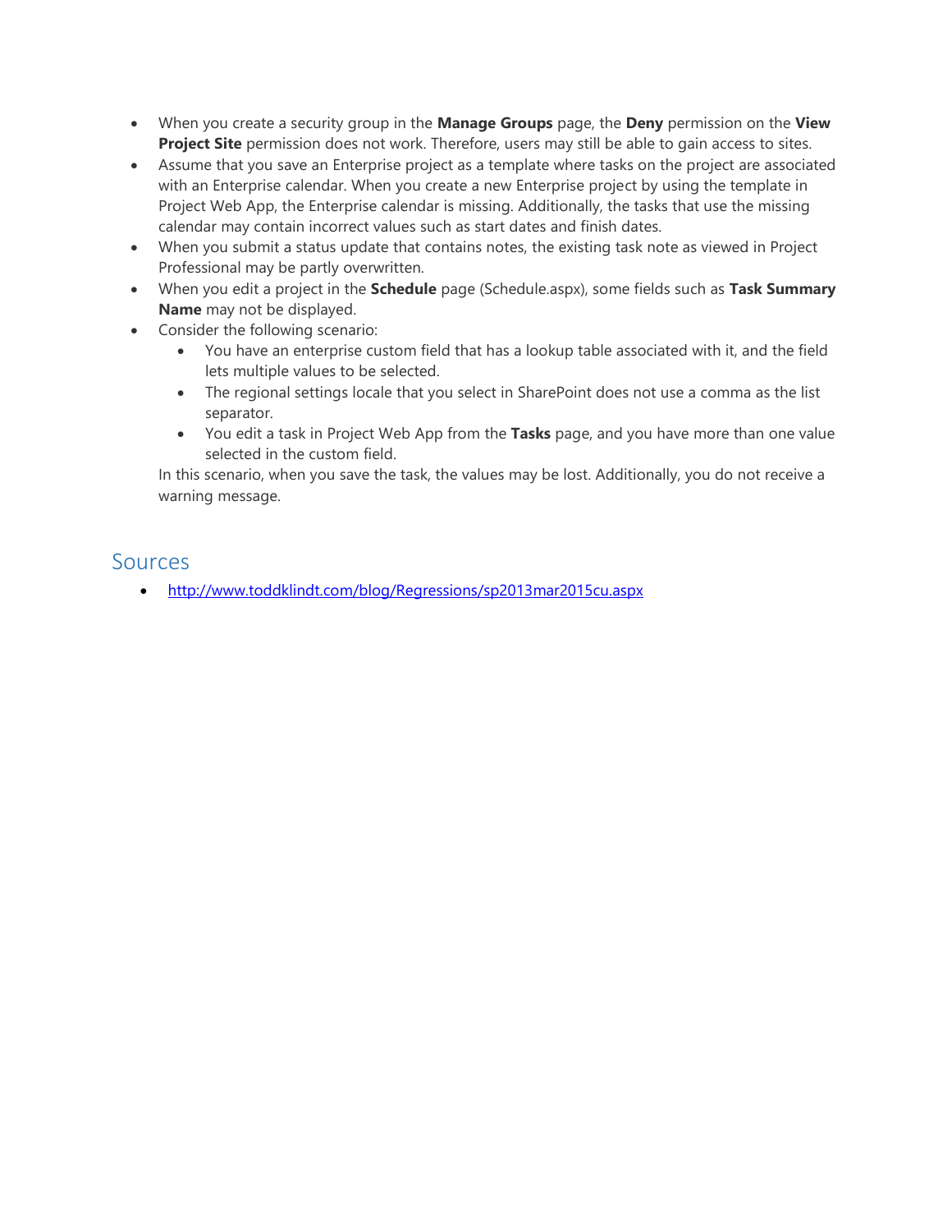- When you create a security group in the **Manage Groups** page, the **Deny** permission on the **View Project Site** permission does not work. Therefore, users may still be able to gain access to sites.
- Assume that you save an Enterprise project as a template where tasks on the project are associated with an Enterprise calendar. When you create a new Enterprise project by using the template in Project Web App, the Enterprise calendar is missing. Additionally, the tasks that use the missing calendar may contain incorrect values such as start dates and finish dates.
- When you submit a status update that contains notes, the existing task note as viewed in Project Professional may be partly overwritten.
- When you edit a project in the **Schedule** page (Schedule.aspx), some fields such as **Task Summary Name** may not be displayed.
- Consider the following scenario:
    - You have an enterprise custom field that has a lookup table associated with it, and the field lets multiple values to be selected.
    - The regional settings locale that you select in SharePoint does not use a comma as the list separator.
    - You edit a task in Project Web App from the **Tasks** page, and you have more than one value selected in the custom field.

  In this scenario, when you save the task, the values may be lost. Additionally, you do not receive a warning message.

## Sources

- http://www.toddklindt.com/blog/Regressions/sp2013mar2015cu.aspx